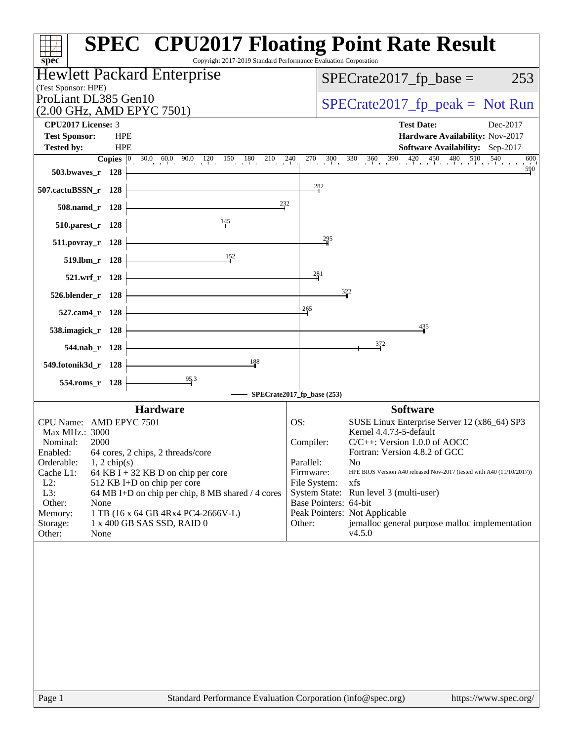# SPEC CPU2017 Floating Point Rate Result

Copyright 2017-2019 Standard Performance Evaluation Corporation

## Hewlett Packard Enterprise

(Test Sponsor: HPE)

ProLiant DL385 Gen10
(2.00 GHz, AMD EPYC 7501)

SPECrate2017_fp_base = 253

SPECrate2017_fp_peak = Not Run

| | | | |
|---|---|---|---|
| **CPU2017 License:** | 3 | **Test Date:** | Dec-2017 |
| **Test Sponsor:** | HPE | **Hardware Availability:** | Nov-2017 |
| **Tested by:** | HPE | **Software Availability:** | Sep-2017 |

| Benchmark | Copies | SPECrate2017_fp_base (253) |
|---|---|---|
| 503.bwaves_r | 128 | 590 |
| 507.cactuBSSN_r | 128 | 282 |
| 508.namd_r | 128 | 232 |
| 510.parest_r | 128 | 145 |
| 511.povray_r | 128 | 295 |
| 519.lbm_r | 128 | 152 |
| 521.wrf_r | 128 | 281 |
| 526.blender_r | 128 | 322 |
| 527.cam4_r | 128 | 265 |
| 538.imagick_r | 128 | 435 |
| 544.nab_r | 128 | 372 |
| 549.fotonik3d_r | 128 | 188 |
| 554.roms_r | 128 | 95.3 |

### Hardware

| | |
|---|---|
| CPU Name: | AMD EPYC 7501 |
| Max MHz.: | 3000 |
| Nominal: | 2000 |
| Enabled: | 64 cores, 2 chips, 2 threads/core |
| Orderable: | 1, 2 chip(s) |
| Cache L1: | 64 KB I + 32 KB D on chip per core |
| L2: | 512 KB I+D on chip per core |
| L3: | 64 MB I+D on chip per chip, 8 MB shared / 4 cores |
| Other: | None |
| Memory: | 1 TB (16 x 64 GB 4Rx4 PC4-2666V-L) |
| Storage: | 1 x 400 GB SAS SSD, RAID 0 |
| Other: | None |

### Software

| | |
|---|---|
| OS: | SUSE Linux Enterprise Server 12 (x86_64) SP3 Kernel 4.4.73-5-default |
| Compiler: | C/C++: Version 1.0.0 of AOCC Fortran: Version 4.8.2 of GCC |
| Parallel: | No |
| Firmware: | HPE BIOS Version A40 released Nov-2017 (tested with A40 (11/10/2017)) |
| File System: | xfs |
| System State: | Run level 3 (multi-user) |
| Base Pointers: | 64-bit |
| Peak Pointers: | Not Applicable |
| Other: | jemalloc general purpose malloc implementation v4.5.0 |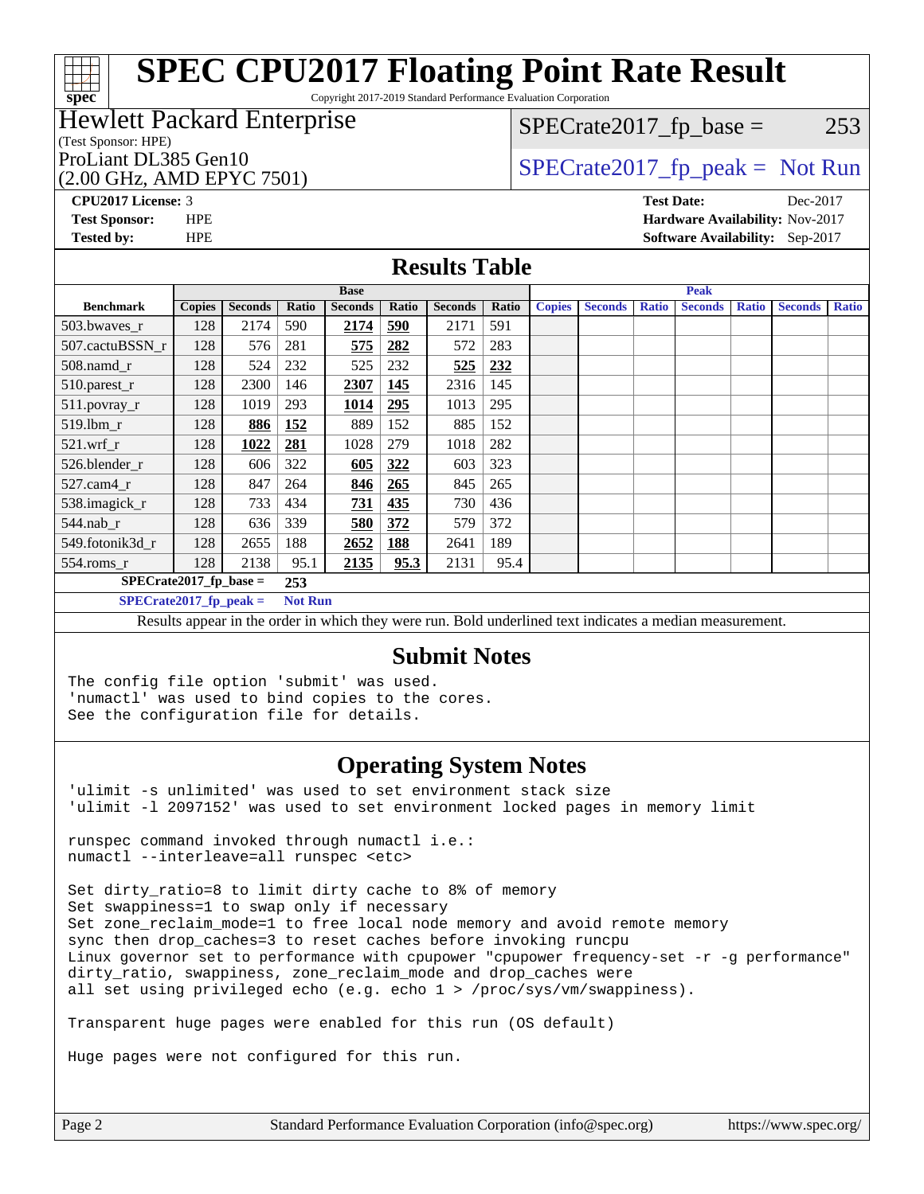# SPEC CPU2017 Floating Point Rate Result

Copyright 2017-2019 Standard Performance Evaluation Corporation

**Hewlett Packard Enterprise**
(Test Sponsor: HPE)
ProLiant DL385 Gen10
(2.00 GHz, AMD EPYC 7501)

SPECrate2017_fp_base = 253

SPECrate2017_fp_peak = Not Run

**CPU2017 License:** 3
**Test Sponsor:** HPE
**Tested by:** HPE

**Test Date:** Dec-2017
**Hardware Availability:** Nov-2017
**Software Availability:** Sep-2017

## Results Table

| Benchmark | Base | | | | | | | Peak | | | | | | |
|---|---|---|---|---|---|---|---|---|---|---|---|---|---|---|
| | Copies | Seconds | Ratio | Seconds | Ratio | Seconds | Ratio | Copies | Seconds | Ratio | Seconds | Ratio | Seconds | Ratio |
| 503.bwaves_r | 128 | 2174 | 590 | **2174** | **590** | 2171 | 591 | | | | | | | |
| 507.cactuBSSN_r | 128 | 576 | 281 | **575** | **282** | 572 | 283 | | | | | | | |
| 508.namd_r | 128 | 524 | 232 | 525 | 232 | **525** | **232** | | | | | | | |
| 510.parest_r | 128 | 2300 | 146 | **2307** | **145** | 2316 | 145 | | | | | | | |
| 511.povray_r | 128 | 1019 | 293 | **1014** | **295** | 1013 | 295 | | | | | | | |
| 519.lbm_r | 128 | **886** | **152** | 889 | 152 | 885 | 152 | | | | | | | |
| 521.wrf_r | 128 | **1022** | **281** | 1028 | 279 | 1018 | 282 | | | | | | | |
| 526.blender_r | 128 | 606 | 322 | **605** | **322** | 603 | 323 | | | | | | | |
| 527.cam4_r | 128 | 847 | 264 | **846** | **265** | 845 | 265 | | | | | | | |
| 538.imagick_r | 128 | 733 | 434 | **731** | **435** | 730 | 436 | | | | | | | |
| 544.nab_r | 128 | 636 | 339 | **580** | **372** | 579 | 372 | | | | | | | |
| 549.fotonik3d_r | 128 | 2655 | 188 | **2652** | **188** | 2641 | 189 | | | | | | | |
| 554.roms_r | 128 | 2138 | 95.1 | **2135** | **95.3** | 2131 | 95.4 | | | | | | | |

SPECrate2017_fp_base = 253

SPECrate2017_fp_peak = Not Run

Results appear in the order in which they were run. Bold underlined text indicates a median measurement.

## Submit Notes

```
The config file option 'submit' was used.
'numactl' was used to bind copies to the cores.
See the configuration file for details.
```

## Operating System Notes

```
'ulimit -s unlimited' was used to set environment stack size
'ulimit -l 2097152' was used to set environment locked pages in memory limit

runspec command invoked through numactl i.e.:
numactl --interleave=all runspec <etc>

Set dirty_ratio=8 to limit dirty cache to 8% of memory
Set swappiness=1 to swap only if necessary
Set zone_reclaim_mode=1 to free local node memory and avoid remote memory
sync then drop_caches=3 to reset caches before invoking runcpu
Linux governor set to performance with cpupower "cpupower frequency-set -r -g performance"
dirty_ratio, swappiness, zone_reclaim_mode and drop_caches were
all set using privileged echo (e.g. echo 1 > /proc/sys/vm/swappiness).

Transparent huge pages were enabled for this run (OS default)

Huge pages were not configured for this run.
```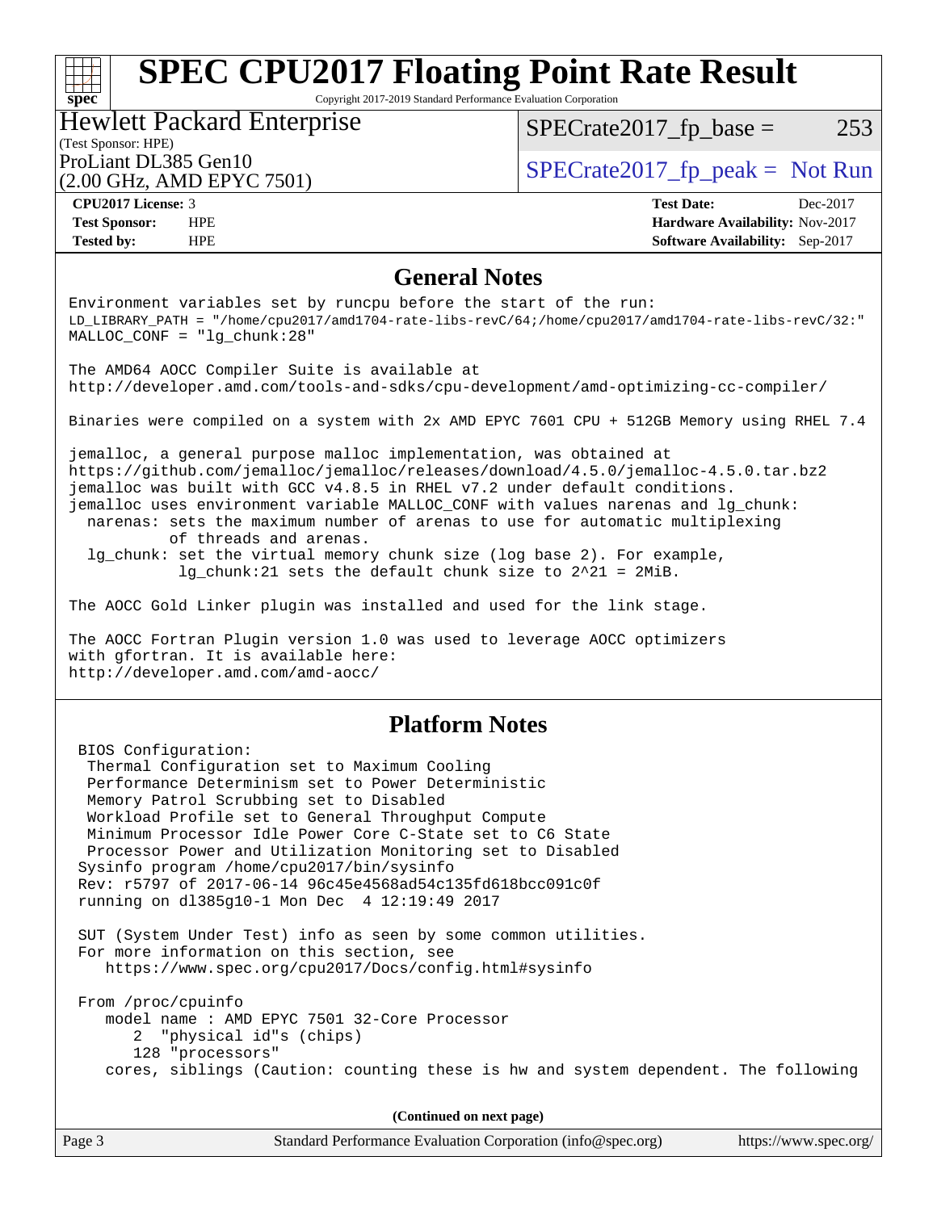# SPEC CPU2017 Floating Point Rate Result

Copyright 2017-2019 Standard Performance Evaluation Corporation

**Hewlett Packard Enterprise**
(Test Sponsor: HPE)
ProLiant DL385 Gen10
(2.00 GHz, AMD EPYC 7501)

SPECrate2017_fp_base = 253

SPECrate2017_fp_peak = Not Run

| | | | |
|---|---|---|---|
| **CPU2017 License:** | 3 | **Test Date:** | Dec-2017 |
| **Test Sponsor:** | HPE | **Hardware Availability:** | Nov-2017 |
| **Tested by:** | HPE | **Software Availability:** | Sep-2017 |

## General Notes

```
Environment variables set by runcpu before the start of the run:
LD_LIBRARY_PATH = "/home/cpu2017/amd1704-rate-libs-revC/64;/home/cpu2017/amd1704-rate-libs-revC/32:"
MALLOC_CONF = "lg_chunk:28"

The AMD64 AOCC Compiler Suite is available at
http://developer.amd.com/tools-and-sdks/cpu-development/amd-optimizing-cc-compiler/

Binaries were compiled on a system with 2x AMD EPYC 7601 CPU + 512GB Memory using RHEL 7.4

jemalloc, a general purpose malloc implementation, was obtained at
https://github.com/jemalloc/jemalloc/releases/download/4.5.0/jemalloc-4.5.0.tar.bz2
jemalloc was built with GCC v4.8.5 in RHEL v7.2 under default conditions.
jemalloc uses environment variable MALLOC_CONF with values narenas and lg_chunk:
  narenas: sets the maximum number of arenas to use for automatic multiplexing
           of threads and arenas.
  lg_chunk: set the virtual memory chunk size (log base 2). For example,
            lg_chunk:21 sets the default chunk size to 2^21 = 2MiB.

The AOCC Gold Linker plugin was installed and used for the link stage.

The AOCC Fortran Plugin version 1.0 was used to leverage AOCC optimizers
with gfortran. It is available here:
http://developer.amd.com/amd-aocc/
```

## Platform Notes

```
 BIOS Configuration:
  Thermal Configuration set to Maximum Cooling
  Performance Determinism set to Power Deterministic
  Memory Patrol Scrubbing set to Disabled
  Workload Profile set to General Throughput Compute
  Minimum Processor Idle Power Core C-State set to C6 State
  Processor Power and Utilization Monitoring set to Disabled
 Sysinfo program /home/cpu2017/bin/sysinfo
 Rev: r5797 of 2017-06-14 96c45e4568ad54c135fd618bcc091c0f
 running on dl385g10-1 Mon Dec  4 12:19:49 2017

 SUT (System Under Test) info as seen by some common utilities.
 For more information on this section, see
    https://www.spec.org/cpu2017/Docs/config.html#sysinfo

 From /proc/cpuinfo
    model name : AMD EPYC 7501 32-Core Processor
       2  "physical id"s (chips)
       128 "processors"
    cores, siblings (Caution: counting these is hw and system dependent. The following
```

**(Continued on next page)**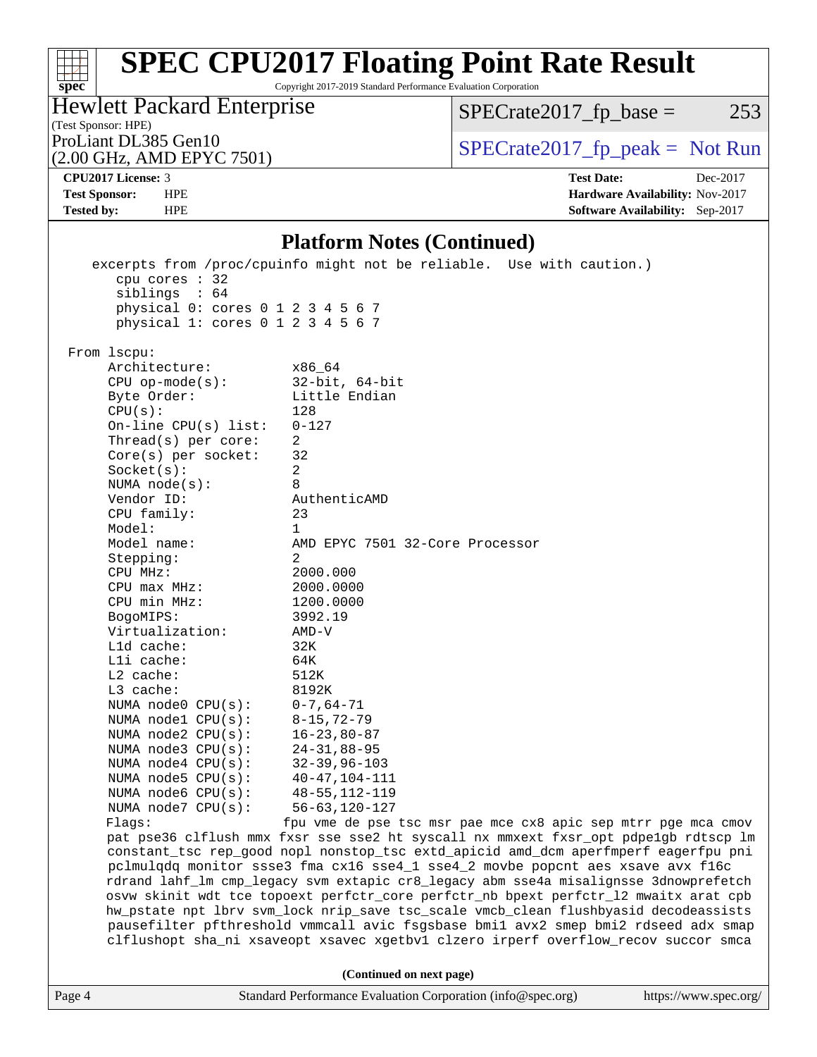## Platform Notes (Continued)

```
    excerpts from /proc/cpuinfo might not be reliable.  Use with caution.)
       cpu cores : 32
       siblings  : 64
       physical 0: cores 0 1 2 3 4 5 6 7
       physical 1: cores 0 1 2 3 4 5 6 7

 From lscpu:
      Architecture:          x86_64
      CPU op-mode(s):        32-bit, 64-bit
      Byte Order:            Little Endian
      CPU(s):                128
      On-line CPU(s) list:   0-127
      Thread(s) per core:    2
      Core(s) per socket:    32
      Socket(s):             2
      NUMA node(s):          8
      Vendor ID:             AuthenticAMD
      CPU family:            23
      Model:                 1
      Model name:            AMD EPYC 7501 32-Core Processor
      Stepping:              2
      CPU MHz:               2000.000
      CPU max MHz:           2000.0000
      CPU min MHz:           1200.0000
      BogoMIPS:              3992.19
      Virtualization:        AMD-V
      L1d cache:             32K
      L1i cache:             64K
      L2 cache:              512K
      L3 cache:              8192K
      NUMA node0 CPU(s):     0-7,64-71
      NUMA node1 CPU(s):     8-15,72-79
      NUMA node2 CPU(s):     16-23,80-87
      NUMA node3 CPU(s):     24-31,88-95
      NUMA node4 CPU(s):     32-39,96-103
      NUMA node5 CPU(s):     40-47,104-111
      NUMA node6 CPU(s):     48-55,112-119
      NUMA node7 CPU(s):     56-63,120-127
      Flags:                 fpu vme de pse tsc msr pae mce cx8 apic sep mtrr pge mca cmov
      pat pse36 clflush mmx fxsr sse sse2 ht syscall nx mmxext fxsr_opt pdpe1gb rdtscp lm
      constant_tsc rep_good nopl nonstop_tsc extd_apicid amd_dcm aperfmperf eagerfpu pni
      pclmulqdq monitor ssse3 fma cx16 sse4_1 sse4_2 movbe popcnt aes xsave avx f16c
      rdrand lahf_lm cmp_legacy svm extapic cr8_legacy abm sse4a misalignsse 3dnowprefetch
      osvw skinit wdt tce topoext perfctr_core perfctr_nb bpext perfctr_l2 mwaitx arat cpb
      hw_pstate npt lbrv svm_lock nrip_save tsc_scale vmcb_clean flushbyasid decodeassists
      pausefilter pfthreshold vmmcall avic fsgsbase bmi1 avx2 smep bmi2 rdseed adx smap
      clflushopt sha_ni xsaveopt xsavec xgetbv1 clzero irperf overflow_recov succor smca
```

(Continued on next page)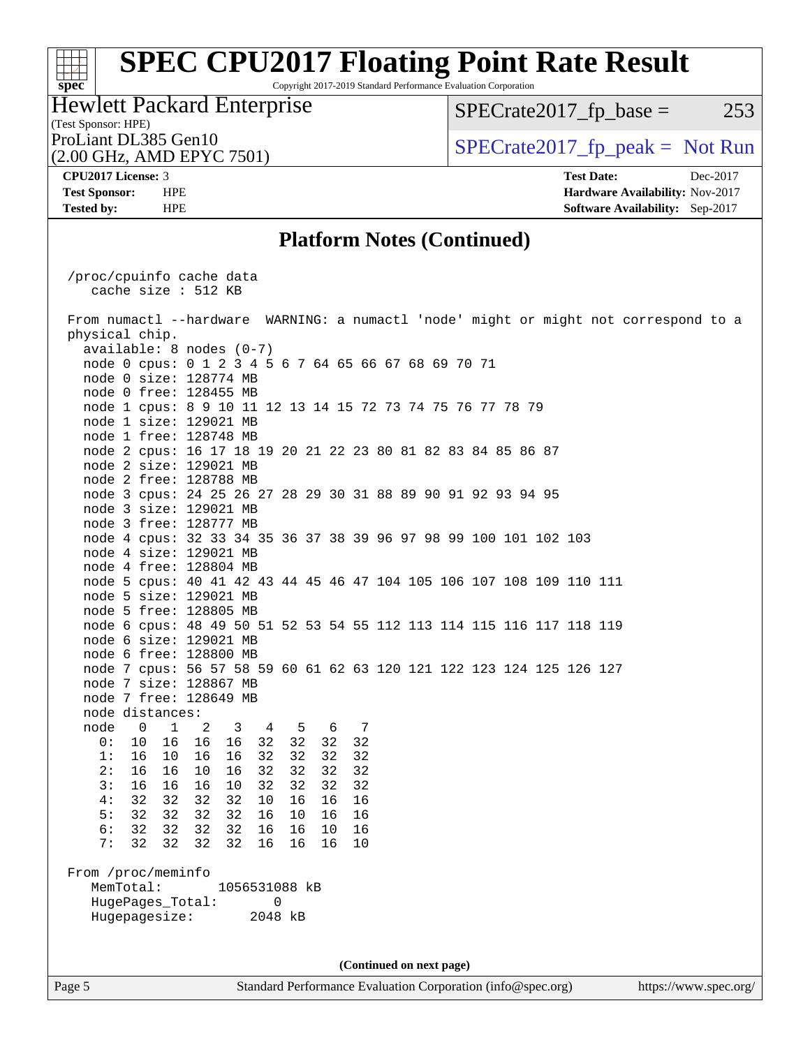# SPEC CPU2017 Floating Point Rate Result

Copyright 2017-2019 Standard Performance Evaluation Corporation

**Hewlett Packard Enterprise**
(Test Sponsor: HPE)
ProLiant DL385 Gen10
(2.00 GHz, AMD EPYC 7501)

SPECrate2017_fp_base = 253

SPECrate2017_fp_peak = Not Run

**CPU2017 License:** 3
**Test Sponsor:** HPE
**Tested by:** HPE

**Test Date:** Dec-2017
**Hardware Availability:** Nov-2017
**Software Availability:** Sep-2017

## Platform Notes (Continued)

```
 /proc/cpuinfo cache data
    cache size : 512 KB

 From numactl --hardware  WARNING: a numactl 'node' might or might not correspond to a
 physical chip.
   available: 8 nodes (0-7)
   node 0 cpus: 0 1 2 3 4 5 6 7 64 65 66 67 68 69 70 71
   node 0 size: 128774 MB
   node 0 free: 128455 MB
   node 1 cpus: 8 9 10 11 12 13 14 15 72 73 74 75 76 77 78 79
   node 1 size: 129021 MB
   node 1 free: 128748 MB
   node 2 cpus: 16 17 18 19 20 21 22 23 80 81 82 83 84 85 86 87
   node 2 size: 129021 MB
   node 2 free: 128788 MB
   node 3 cpus: 24 25 26 27 28 29 30 31 88 89 90 91 92 93 94 95
   node 3 size: 129021 MB
   node 3 free: 128777 MB
   node 4 cpus: 32 33 34 35 36 37 38 39 96 97 98 99 100 101 102 103
   node 4 size: 129021 MB
   node 4 free: 128804 MB
   node 5 cpus: 40 41 42 43 44 45 46 47 104 105 106 107 108 109 110 111
   node 5 size: 129021 MB
   node 5 free: 128805 MB
   node 6 cpus: 48 49 50 51 52 53 54 55 112 113 114 115 116 117 118 119
   node 6 size: 129021 MB
   node 6 free: 128800 MB
   node 7 cpus: 56 57 58 59 60 61 62 63 120 121 122 123 124 125 126 127
   node 7 size: 128867 MB
   node 7 free: 128649 MB
   node distances:
   node   0   1   2   3   4   5   6   7
     0:  10  16  16  16  32  32  32  32
     1:  16  10  16  16  32  32  32  32
     2:  16  16  10  16  32  32  32  32
     3:  16  16  16  10  32  32  32  32
     4:  32  32  32  32  10  16  16  16
     5:  32  32  32  32  16  10  16  16
     6:  32  32  32  32  16  16  10  16
     7:  32  32  32  32  16  16  16  10

 From /proc/meminfo
    MemTotal:       1056531088 kB
    HugePages_Total:       0
    Hugepagesize:       2048 kB
```

(Continued on next page)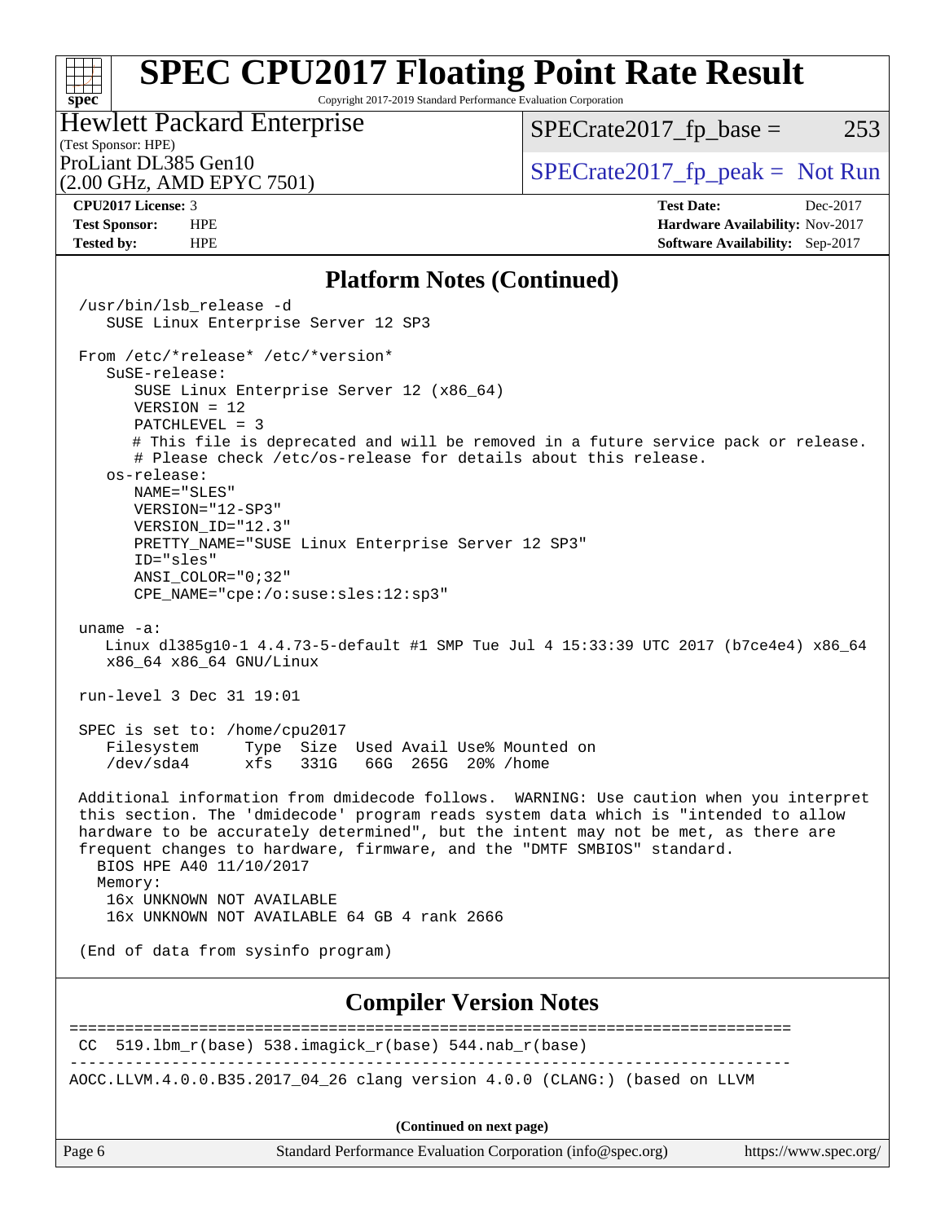# SPEC CPU2017 Floating Point Rate Result

Copyright 2017-2019 Standard Performance Evaluation Corporation

**Hewlett Packard Enterprise**
(Test Sponsor: HPE)
ProLiant DL385 Gen10
(2.00 GHz, AMD EPYC 7501)

SPECrate2017_fp_base = 253

SPECrate2017_fp_peak = Not Run

| | | | |
|---|---|---|---|
| **CPU2017 License:** | 3 | **Test Date:** | Dec-2017 |
| **Test Sponsor:** | HPE | **Hardware Availability:** | Nov-2017 |
| **Tested by:** | HPE | **Software Availability:** | Sep-2017 |

## Platform Notes (Continued)

```
/usr/bin/lsb_release -d
   SUSE Linux Enterprise Server 12 SP3

From /etc/*release* /etc/*version*
   SuSE-release:
      SUSE Linux Enterprise Server 12 (x86_64)
      VERSION = 12
      PATCHLEVEL = 3
      # This file is deprecated and will be removed in a future service pack or release.
      # Please check /etc/os-release for details about this release.
   os-release:
      NAME="SLES"
      VERSION="12-SP3"
      VERSION_ID="12.3"
      PRETTY_NAME="SUSE Linux Enterprise Server 12 SP3"
      ID="sles"
      ANSI_COLOR="0;32"
      CPE_NAME="cpe:/o:suse:sles:12:sp3"

uname -a:
   Linux dl385g10-1 4.4.73-5-default #1 SMP Tue Jul 4 15:33:39 UTC 2017 (b7ce4e4) x86_64
   x86_64 x86_64 GNU/Linux

run-level 3 Dec 31 19:01

SPEC is set to: /home/cpu2017
   Filesystem     Type  Size  Used Avail Use% Mounted on
   /dev/sda4      xfs   331G   66G  265G  20% /home

Additional information from dmidecode follows.  WARNING: Use caution when you interpret
this section. The 'dmidecode' program reads system data which is "intended to allow
hardware to be accurately determined", but the intent may not be met, as there are
frequent changes to hardware, firmware, and the "DMTF SMBIOS" standard.
  BIOS HPE A40 11/10/2017
  Memory:
   16x UNKNOWN NOT AVAILABLE
   16x UNKNOWN NOT AVAILABLE 64 GB 4 rank 2666

(End of data from sysinfo program)
```

## Compiler Version Notes

```
==============================================================================
 CC  519.lbm_r(base) 538.imagick_r(base) 544.nab_r(base)
------------------------------------------------------------------------------
AOCC.LLVM.4.0.0.B35.2017_04_26 clang version 4.0.0 (CLANG:) (based on LLVM
```

(Continued on next page)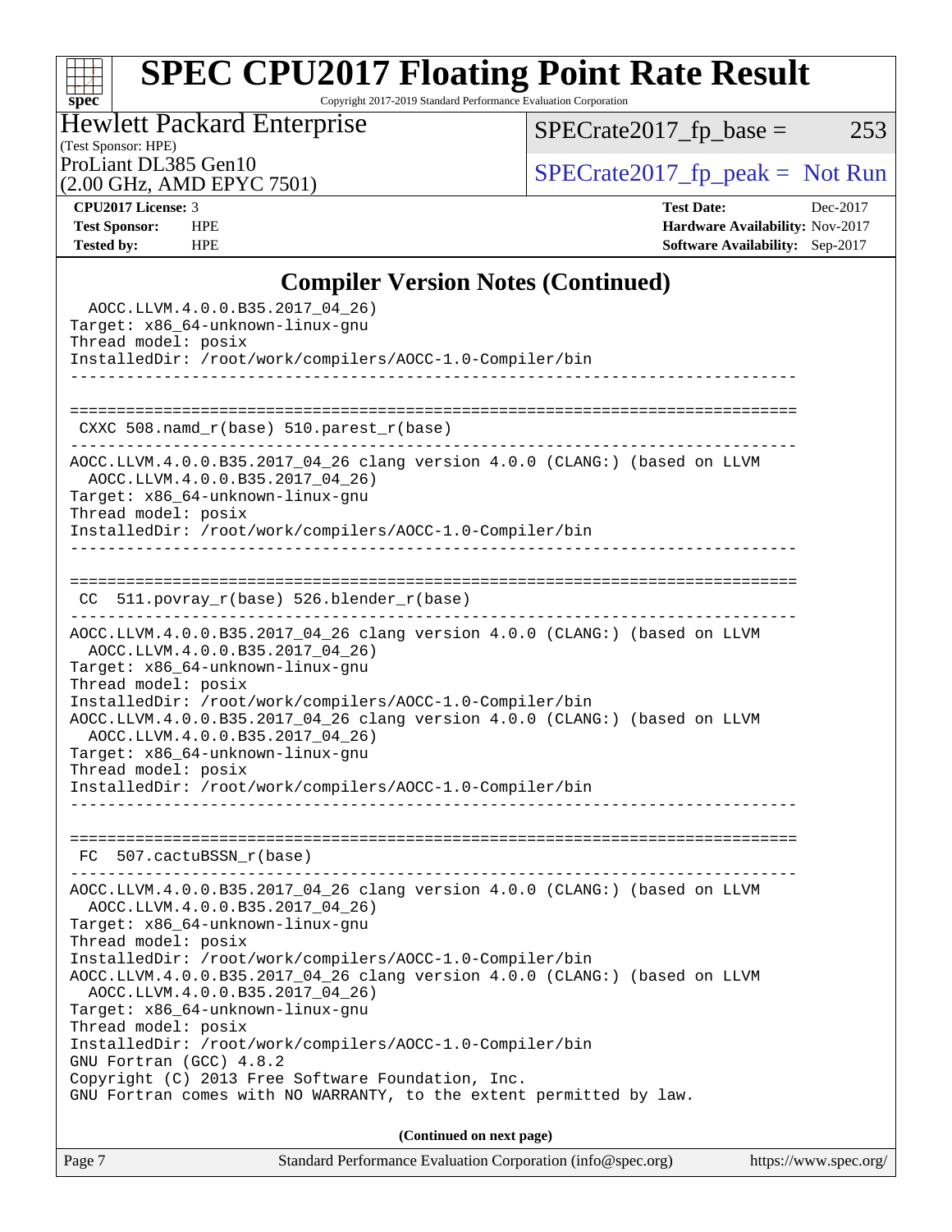# SPEC CPU2017 Floating Point Rate Result

Copyright 2017-2019 Standard Performance Evaluation Corporation

**Hewlett Packard Enterprise**
(Test Sponsor: HPE)
ProLiant DL385 Gen10
(2.00 GHz, AMD EPYC 7501)

SPECrate2017_fp_base = 253

SPECrate2017_fp_peak = Not Run

| | | | |
|---|---|---|---|
| **CPU2017 License:** | 3 | **Test Date:** | Dec-2017 |
| **Test Sponsor:** | HPE | **Hardware Availability:** | Nov-2017 |
| **Tested by:** | HPE | **Software Availability:** | Sep-2017 |

## Compiler Version Notes (Continued)

```
  AOCC.LLVM.4.0.0.B35.2017_04_26)
Target: x86_64-unknown-linux-gnu
Thread model: posix
InstalledDir: /root/work/compilers/AOCC-1.0-Compiler/bin
------------------------------------------------------------------------------


==============================================================================
 CXXC 508.namd_r(base) 510.parest_r(base)
------------------------------------------------------------------------------
AOCC.LLVM.4.0.0.B35.2017_04_26 clang version 4.0.0 (CLANG:) (based on LLVM
  AOCC.LLVM.4.0.0.B35.2017_04_26)
Target: x86_64-unknown-linux-gnu
Thread model: posix
InstalledDir: /root/work/compilers/AOCC-1.0-Compiler/bin
------------------------------------------------------------------------------


==============================================================================
 CC  511.povray_r(base) 526.blender_r(base)
------------------------------------------------------------------------------
AOCC.LLVM.4.0.0.B35.2017_04_26 clang version 4.0.0 (CLANG:) (based on LLVM
  AOCC.LLVM.4.0.0.B35.2017_04_26)
Target: x86_64-unknown-linux-gnu
Thread model: posix
InstalledDir: /root/work/compilers/AOCC-1.0-Compiler/bin
AOCC.LLVM.4.0.0.B35.2017_04_26 clang version 4.0.0 (CLANG:) (based on LLVM
  AOCC.LLVM.4.0.0.B35.2017_04_26)
Target: x86_64-unknown-linux-gnu
Thread model: posix
InstalledDir: /root/work/compilers/AOCC-1.0-Compiler/bin
------------------------------------------------------------------------------


==============================================================================
 FC  507.cactuBSSN_r(base)
------------------------------------------------------------------------------
AOCC.LLVM.4.0.0.B35.2017_04_26 clang version 4.0.0 (CLANG:) (based on LLVM
  AOCC.LLVM.4.0.0.B35.2017_04_26)
Target: x86_64-unknown-linux-gnu
Thread model: posix
InstalledDir: /root/work/compilers/AOCC-1.0-Compiler/bin
AOCC.LLVM.4.0.0.B35.2017_04_26 clang version 4.0.0 (CLANG:) (based on LLVM
  AOCC.LLVM.4.0.0.B35.2017_04_26)
Target: x86_64-unknown-linux-gnu
Thread model: posix
InstalledDir: /root/work/compilers/AOCC-1.0-Compiler/bin
GNU Fortran (GCC) 4.8.2
Copyright (C) 2013 Free Software Foundation, Inc.
GNU Fortran comes with NO WARRANTY, to the extent permitted by law.
```

**(Continued on next page)**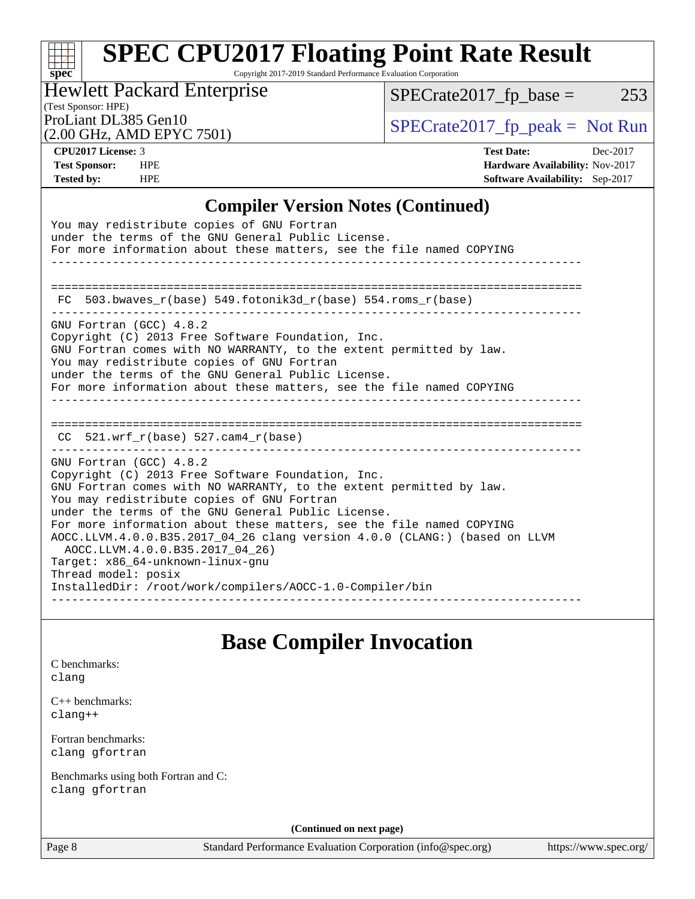# SPEC CPU2017 Floating Point Rate Result

Copyright 2017-2019 Standard Performance Evaluation Corporation

Hewlett Packard Enterprise
(Test Sponsor: HPE)
ProLiant DL385 Gen10
(2.00 GHz, AMD EPYC 7501)

SPECrate2017_fp_base = 253

SPECrate2017_fp_peak = Not Run

**CPU2017 License:** 3
**Test Sponsor:** HPE
**Tested by:** HPE

**Test Date:** Dec-2017
**Hardware Availability:** Nov-2017
**Software Availability:** Sep-2017

## Compiler Version Notes (Continued)

```
You may redistribute copies of GNU Fortran
under the terms of the GNU General Public License.
For more information about these matters, see the file named COPYING
------------------------------------------------------------------------------

==============================================================================
 FC  503.bwaves_r(base) 549.fotonik3d_r(base) 554.roms_r(base)
------------------------------------------------------------------------------
GNU Fortran (GCC) 4.8.2
Copyright (C) 2013 Free Software Foundation, Inc.
GNU Fortran comes with NO WARRANTY, to the extent permitted by law.
You may redistribute copies of GNU Fortran
under the terms of the GNU General Public License.
For more information about these matters, see the file named COPYING
------------------------------------------------------------------------------

==============================================================================
 CC  521.wrf_r(base) 527.cam4_r(base)
------------------------------------------------------------------------------
GNU Fortran (GCC) 4.8.2
Copyright (C) 2013 Free Software Foundation, Inc.
GNU Fortran comes with NO WARRANTY, to the extent permitted by law.
You may redistribute copies of GNU Fortran
under the terms of the GNU General Public License.
For more information about these matters, see the file named COPYING
AOCC.LLVM.4.0.0.B35.2017_04_26 clang version 4.0.0 (CLANG:) (based on LLVM
  AOCC.LLVM.4.0.0.B35.2017_04_26)
Target: x86_64-unknown-linux-gnu
Thread model: posix
InstalledDir: /root/work/compilers/AOCC-1.0-Compiler/bin
------------------------------------------------------------------------------
```

## Base Compiler Invocation

C benchmarks:
clang

C++ benchmarks:
clang++

Fortran benchmarks:
clang gfortran

Benchmarks using both Fortran and C:
clang gfortran

**(Continued on next page)**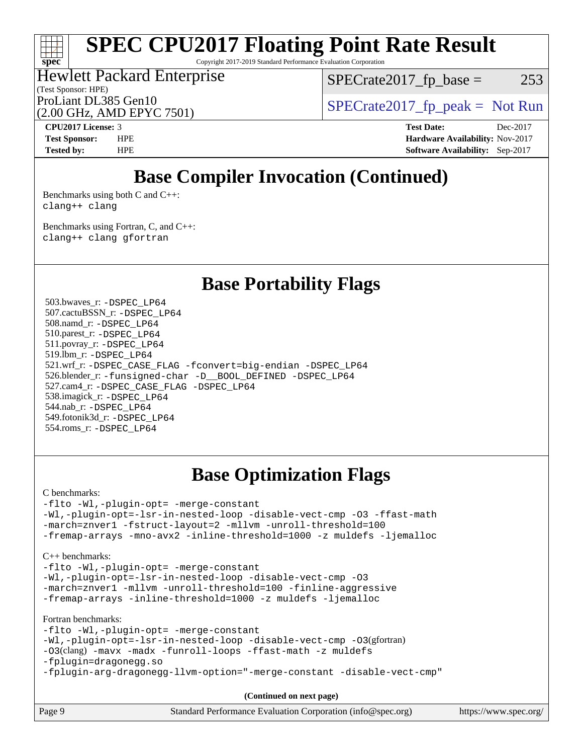# SPEC CPU2017 Floating Point Rate Result

Copyright 2017-2019 Standard Performance Evaluation Corporation

Hewlett Packard Enterprise
(Test Sponsor: HPE)
ProLiant DL385 Gen10
(2.00 GHz, AMD EPYC 7501)

SPECrate2017_fp_base = 253

SPECrate2017_fp_peak = Not Run

**CPU2017 License:** 3
**Test Sponsor:** HPE
**Tested by:** HPE

**Test Date:** Dec-2017
**Hardware Availability:** Nov-2017
**Software Availability:** Sep-2017

## Base Compiler Invocation (Continued)

Benchmarks using both C and C++:
`clang++ clang`

Benchmarks using Fortran, C, and C++:
`clang++ clang gfortran`

## Base Portability Flags

503.bwaves_r: `-DSPEC_LP64`
507.cactuBSSN_r: `-DSPEC_LP64`
508.namd_r: `-DSPEC_LP64`
510.parest_r: `-DSPEC_LP64`
511.povray_r: `-DSPEC_LP64`
519.lbm_r: `-DSPEC_LP64`
521.wrf_r: `-DSPEC_CASE_FLAG -fconvert=big-endian -DSPEC_LP64`
526.blender_r: `-funsigned-char -D__BOOL_DEFINED -DSPEC_LP64`
527.cam4_r: `-DSPEC_CASE_FLAG -DSPEC_LP64`
538.imagick_r: `-DSPEC_LP64`
544.nab_r: `-DSPEC_LP64`
549.fotonik3d_r: `-DSPEC_LP64`
554.roms_r: `-DSPEC_LP64`

## Base Optimization Flags

C benchmarks:
```
-flto -Wl,-plugin-opt= -merge-constant
-Wl,-plugin-opt=-lsr-in-nested-loop -disable-vect-cmp -O3 -ffast-math
-march=znver1 -fstruct-layout=2 -mllvm -unroll-threshold=100
-fremap-arrays -mno-avx2 -inline-threshold=1000 -z muldefs -ljemalloc
```

C++ benchmarks:
```
-flto -Wl,-plugin-opt= -merge-constant
-Wl,-plugin-opt=-lsr-in-nested-loop -disable-vect-cmp -O3
-march=znver1 -mllvm -unroll-threshold=100 -finline-aggressive
-fremap-arrays -inline-threshold=1000 -z muldefs -ljemalloc
```

Fortran benchmarks:
```
-flto -Wl,-plugin-opt= -merge-constant
-Wl,-plugin-opt=-lsr-in-nested-loop -disable-vect-cmp -O3(gfortran)
-O3(clang) -mavx -madx -funroll-loops -ffast-math -z muldefs
-fplugin=dragonegg.so
-fplugin-arg-dragonegg-llvm-option="-merge-constant -disable-vect-cmp"
```

(Continued on next page)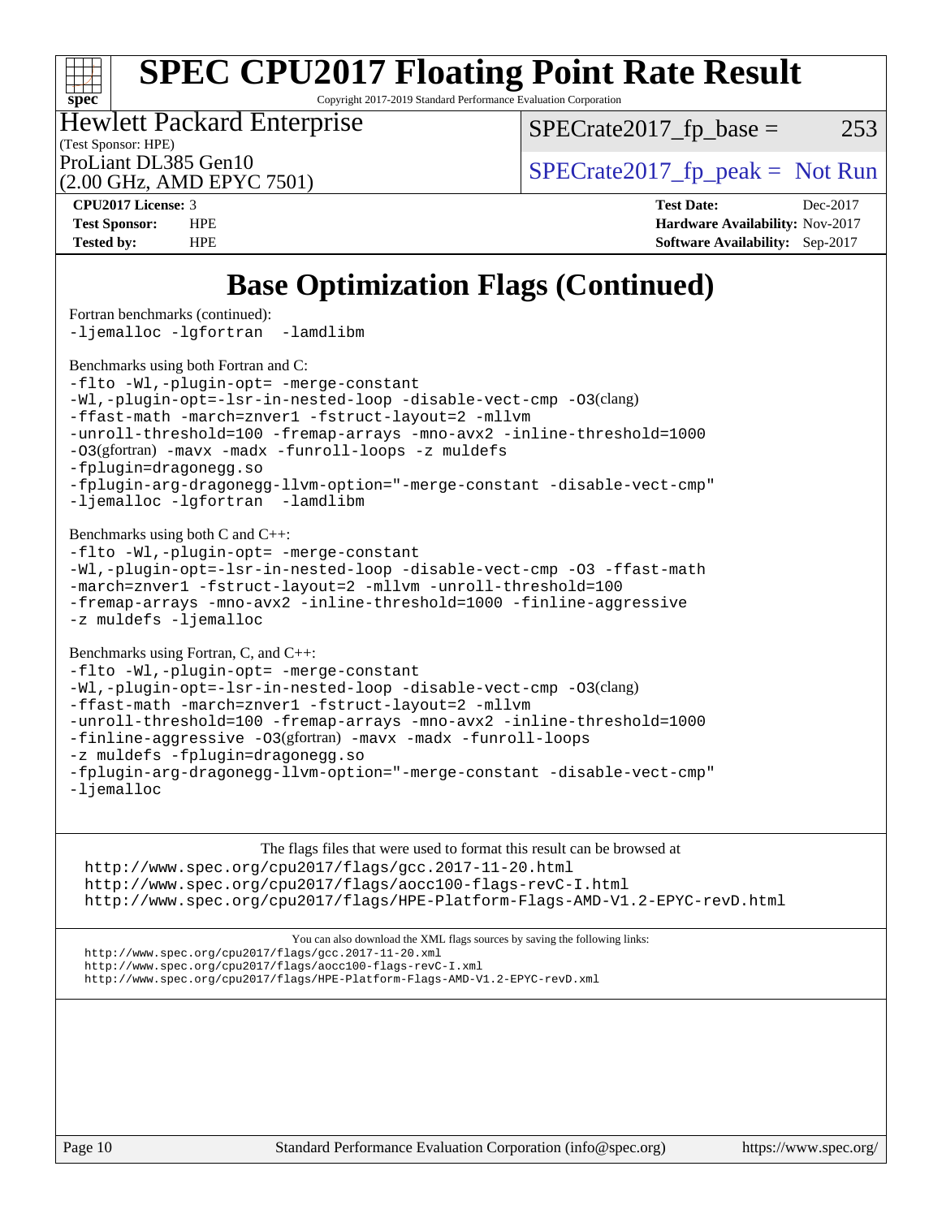# SPEC CPU2017 Floating Point Rate Result

Copyright 2017-2019 Standard Performance Evaluation Corporation

Hewlett Packard Enterprise
(Test Sponsor: HPE)
ProLiant DL385 Gen10
(2.00 GHz, AMD EPYC 7501)

SPECrate2017_fp_base = 253

SPECrate2017_fp_peak = Not Run

**CPU2017 License:** 3
**Test Sponsor:** HPE
**Tested by:** HPE

**Test Date:** Dec-2017
**Hardware Availability:** Nov-2017
**Software Availability:** Sep-2017

## Base Optimization Flags (Continued)

Fortran benchmarks (continued):

```
-ljemalloc -lgfortran  -lamdlibm
```

Benchmarks using both Fortran and C:

```
-flto -Wl,-plugin-opt= -merge-constant
-Wl,-plugin-opt=-lsr-in-nested-loop -disable-vect-cmp -O3(clang)
-ffast-math -march=znver1 -fstruct-layout=2 -mllvm
-unroll-threshold=100 -fremap-arrays -mno-avx2 -inline-threshold=1000
-O3(gfortran) -mavx -madx -funroll-loops -z muldefs
-fplugin=dragonegg.so
-fplugin-arg-dragonegg-llvm-option="-merge-constant -disable-vect-cmp"
-ljemalloc -lgfortran  -lamdlibm
```

Benchmarks using both C and C++:

```
-flto -Wl,-plugin-opt= -merge-constant
-Wl,-plugin-opt=-lsr-in-nested-loop -disable-vect-cmp -O3 -ffast-math
-march=znver1 -fstruct-layout=2 -mllvm -unroll-threshold=100
-fremap-arrays -mno-avx2 -inline-threshold=1000 -finline-aggressive
-z muldefs -ljemalloc
```

Benchmarks using Fortran, C, and C++:

```
-flto -Wl,-plugin-opt= -merge-constant
-Wl,-plugin-opt=-lsr-in-nested-loop -disable-vect-cmp -O3(clang)
-ffast-math -march=znver1 -fstruct-layout=2 -mllvm
-unroll-threshold=100 -fremap-arrays -mno-avx2 -inline-threshold=1000
-finline-aggressive -O3(gfortran) -mavx -madx -funroll-loops
-z muldefs -fplugin=dragonegg.so
-fplugin-arg-dragonegg-llvm-option="-merge-constant -disable-vect-cmp"
-ljemalloc
```

The flags files that were used to format this result can be browsed at

http://www.spec.org/cpu2017/flags/gcc.2017-11-20.html
http://www.spec.org/cpu2017/flags/aocc100-flags-revC-I.html
http://www.spec.org/cpu2017/flags/HPE-Platform-Flags-AMD-V1.2-EPYC-revD.html

You can also download the XML flags sources by saving the following links:

http://www.spec.org/cpu2017/flags/gcc.2017-11-20.xml
http://www.spec.org/cpu2017/flags/aocc100-flags-revC-I.xml
http://www.spec.org/cpu2017/flags/HPE-Platform-Flags-AMD-V1.2-EPYC-revD.xml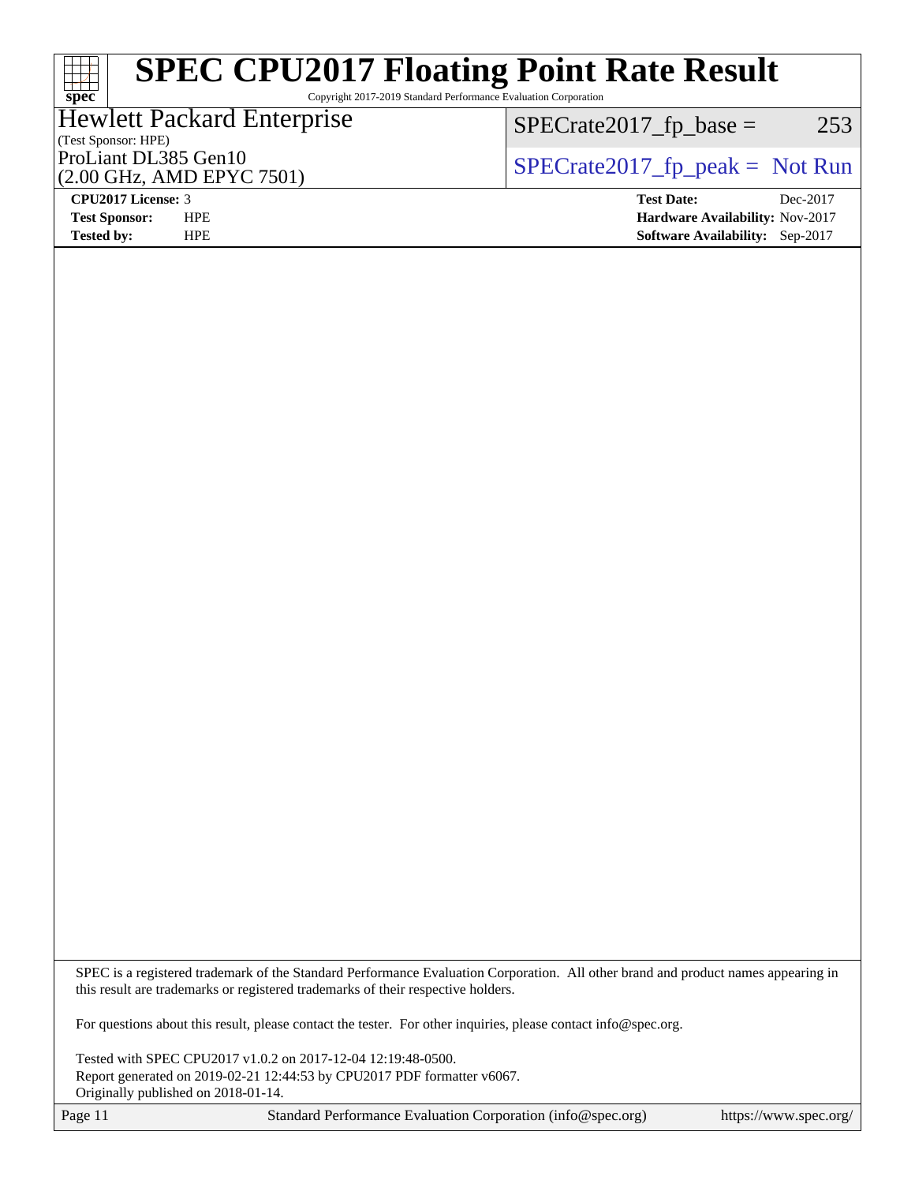SPEC is a registered trademark of the Standard Performance Evaluation Corporation. All other brand and product names appearing in this result are trademarks or registered trademarks of their respective holders.

For questions about this result, please contact the tester. For other inquiries, please contact info@spec.org.

Tested with SPEC CPU2017 v1.0.2 on 2017-12-04 12:19:48-0500.
Report generated on 2019-02-21 12:44:53 by CPU2017 PDF formatter v6067.
Originally published on 2018-01-14.